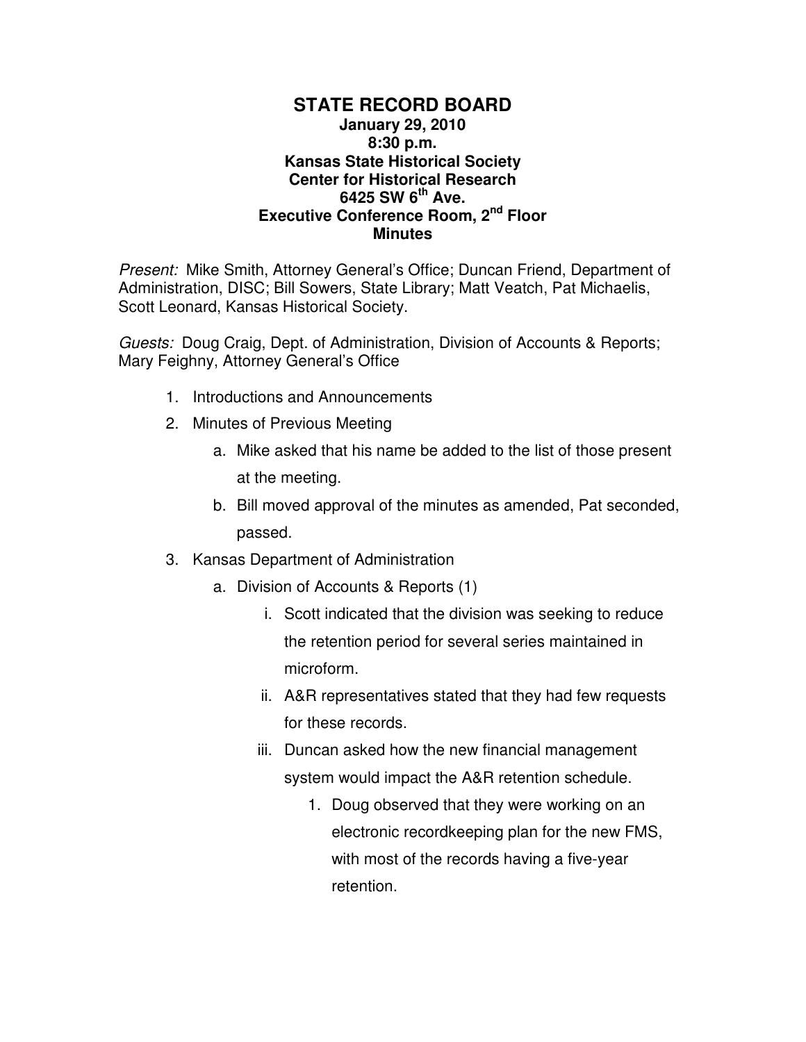# STATE RECORD BOARD

**January 29, 2010**
**8:30 p.m.**
**Kansas State Historical Society**
**Center for Historical Research**
**6425 SW 6th Ave.**
**Executive Conference Room, 2nd Floor**
**Minutes**

*Present:* Mike Smith, Attorney General's Office; Duncan Friend, Department of Administration, DISC; Bill Sowers, State Library; Matt Veatch, Pat Michaelis, Scott Leonard, Kansas Historical Society.

*Guests:* Doug Craig, Dept. of Administration, Division of Accounts & Reports; Mary Feighny, Attorney General's Office

1. Introductions and Announcements
2. Minutes of Previous Meeting
   a. Mike asked that his name be added to the list of those present at the meeting.
   b. Bill moved approval of the minutes as amended, Pat seconded, passed.
3. Kansas Department of Administration
   a. Division of Accounts & Reports (1)
      i. Scott indicated that the division was seeking to reduce the retention period for several series maintained in microform.
      ii. A&R representatives stated that they had few requests for these records.
      iii. Duncan asked how the new financial management system would impact the A&R retention schedule.
         1. Doug observed that they were working on an electronic recordkeeping plan for the new FMS, with most of the records having a five-year retention.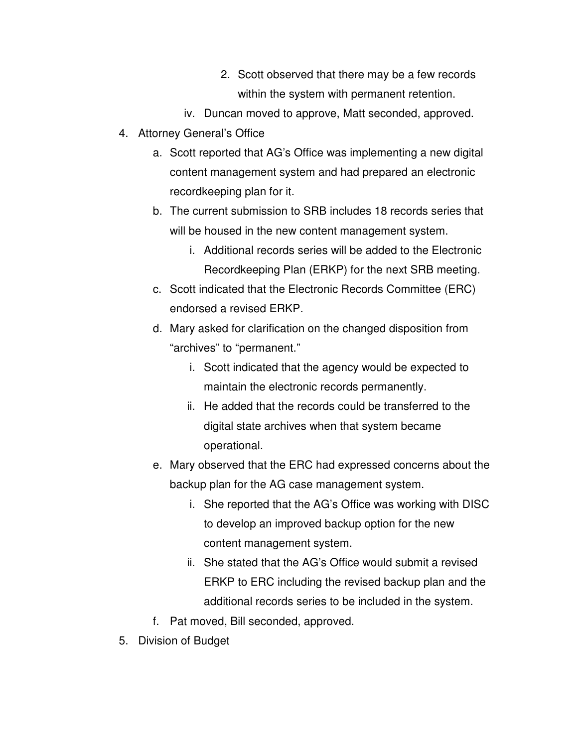2. Scott observed that there may be a few records within the system with permanent retention.
        iv. Duncan moved to approve, Matt seconded, approved.

4. Attorney General's Office
    a. Scott reported that AG's Office was implementing a new digital content management system and had prepared an electronic recordkeeping plan for it.
    b. The current submission to SRB includes 18 records series that will be housed in the new content management system.
        i. Additional records series will be added to the Electronic Recordkeeping Plan (ERKP) for the next SRB meeting.
    c. Scott indicated that the Electronic Records Committee (ERC) endorsed a revised ERKP.
    d. Mary asked for clarification on the changed disposition from "archives" to "permanent."
        i. Scott indicated that the agency would be expected to maintain the electronic records permanently.
        ii. He added that the records could be transferred to the digital state archives when that system became operational.
    e. Mary observed that the ERC had expressed concerns about the backup plan for the AG case management system.
        i. She reported that the AG's Office was working with DISC to develop an improved backup option for the new content management system.
        ii. She stated that the AG's Office would submit a revised ERKP to ERC including the revised backup plan and the additional records series to be included in the system.
    f. Pat moved, Bill seconded, approved.

5. Division of Budget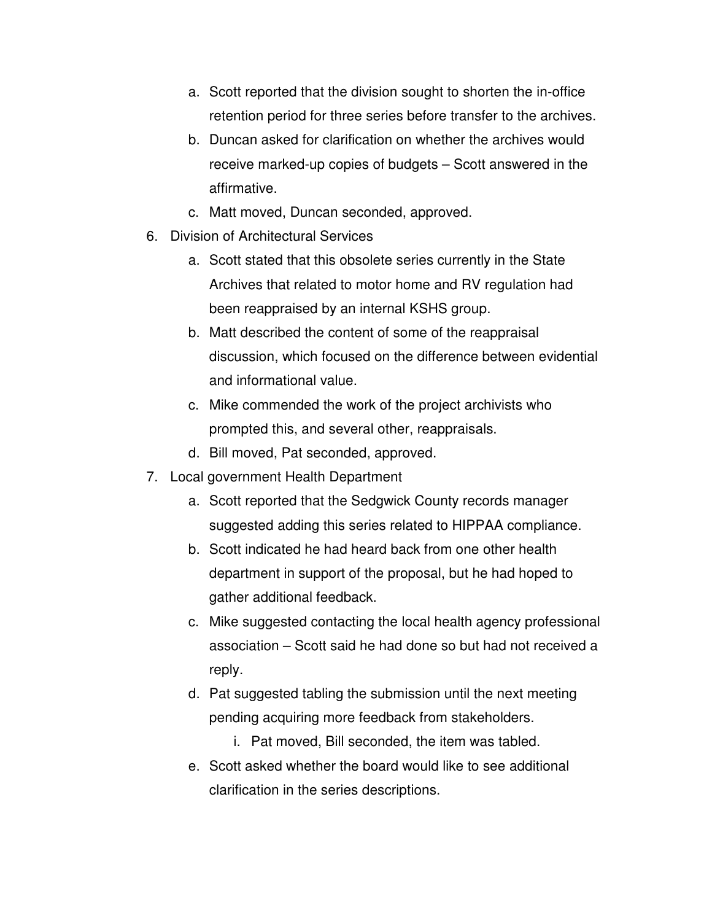a. Scott reported that the division sought to shorten the in-office retention period for three series before transfer to the archives.
   b. Duncan asked for clarification on whether the archives would receive marked-up copies of budgets – Scott answered in the affirmative.
   c. Matt moved, Duncan seconded, approved.
6. Division of Architectural Services
   a. Scott stated that this obsolete series currently in the State Archives that related to motor home and RV regulation had been reappraised by an internal KSHS group.
   b. Matt described the content of some of the reappraisal discussion, which focused on the difference between evidential and informational value.
   c. Mike commended the work of the project archivists who prompted this, and several other, reappraisals.
   d. Bill moved, Pat seconded, approved.
7. Local government Health Department
   a. Scott reported that the Sedgwick County records manager suggested adding this series related to HIPPAA compliance.
   b. Scott indicated he had heard back from one other health department in support of the proposal, but he had hoped to gather additional feedback.
   c. Mike suggested contacting the local health agency professional association – Scott said he had done so but had not received a reply.
   d. Pat suggested tabling the submission until the next meeting pending acquiring more feedback from stakeholders.
      i. Pat moved, Bill seconded, the item was tabled.
   e. Scott asked whether the board would like to see additional clarification in the series descriptions.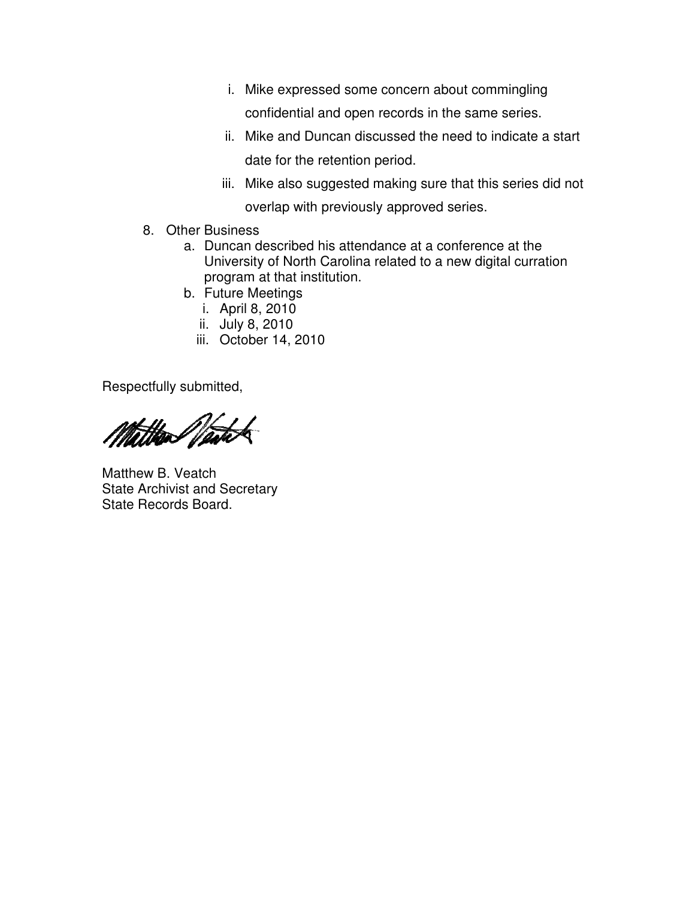i. Mike expressed some concern about commingling confidential and open records in the same series.
ii. Mike and Duncan discussed the need to indicate a start date for the retention period.
iii. Mike also suggested making sure that this series did not overlap with previously approved series.

8. Other Business
    a. Duncan described his attendance at a conference at the University of North Carolina related to a new digital curration program at that institution.
    b. Future Meetings
        i. April 8, 2010
        ii. July 8, 2010
        iii. October 14, 2010

Respectfully submitted,

Matthew B. Veatch
State Archivist and Secretary
State Records Board.